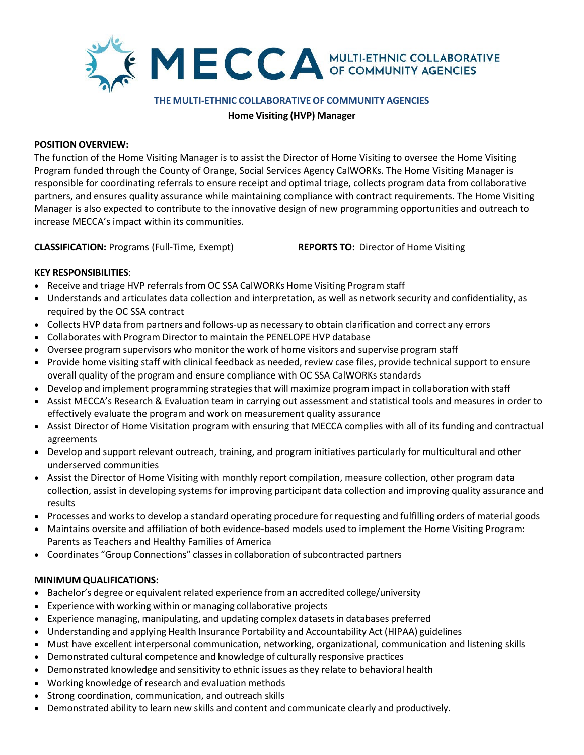# MECCA MULTI-ETHNIC COLLABORATIVE OF COMMUNITY AGENCIES

## THE MULTI-ETHNIC COLLABORATIVE OF COMMUNITY AGENCIES

**Home Visiting (HVP) Manager**

**POSITION OVERVIEW:**

The function of the Home Visiting Manager is to assist the Director of Home Visiting to oversee the Home Visiting Program funded through the County of Orange, Social Services Agency CalWORKs. The Home Visiting Manager is responsible for coordinating referrals to ensure receipt and optimal triage, collects program data from collaborative partners, and ensures quality assurance while maintaining compliance with contract requirements. The Home Visiting Manager is also expected to contribute to the innovative design of new programming opportunities and outreach to increase MECCA's impact within its communities.

**CLASSIFICATION:** Programs (Full-Time, Exempt) **REPORTS TO:** Director of Home Visiting

**KEY RESPONSIBILITIES**:

- Receive and triage HVP referrals from OC SSA CalWORKs Home Visiting Program staff
- Understands and articulates data collection and interpretation, as well as network security and confidentiality, as required by the OC SSA contract
- Collects HVP data from partners and follows-up as necessary to obtain clarification and correct any errors
- Collaborates with Program Director to maintain the PENELOPE HVP database
- Oversee program supervisors who monitor the work of home visitors and supervise program staff
- Provide home visiting staff with clinical feedback as needed, review case files, provide technical support to ensure overall quality of the program and ensure compliance with OC SSA CalWORKs standards
- Develop and implement programming strategies that will maximize program impact in collaboration with staff
- Assist MECCA's Research & Evaluation team in carrying out assessment and statistical tools and measures in order to effectively evaluate the program and work on measurement quality assurance
- Assist Director of Home Visitation program with ensuring that MECCA complies with all of its funding and contractual agreements
- Develop and support relevant outreach, training, and program initiatives particularly for multicultural and other underserved communities
- Assist the Director of Home Visiting with monthly report compilation, measure collection, other program data collection, assist in developing systems for improving participant data collection and improving quality assurance and results
- Processes and works to develop a standard operating procedure for requesting and fulfilling orders of material goods
- Maintains oversite and affiliation of both evidence-based models used to implement the Home Visiting Program: Parents as Teachers and Healthy Families of America
- Coordinates "Group Connections" classes in collaboration of subcontracted partners

**MINIMUM QUALIFICATIONS:**

- Bachelor's degree or equivalent related experience from an accredited college/university
- Experience with working within or managing collaborative projects
- Experience managing, manipulating, and updating complex datasets in databases preferred
- Understanding and applying Health Insurance Portability and Accountability Act (HIPAA) guidelines
- Must have excellent interpersonal communication, networking, organizational, communication and listening skills
- Demonstrated cultural competence and knowledge of culturally responsive practices
- Demonstrated knowledge and sensitivity to ethnic issues as they relate to behavioral health
- Working knowledge of research and evaluation methods
- Strong coordination, communication, and outreach skills
- Demonstrated ability to learn new skills and content and communicate clearly and productively.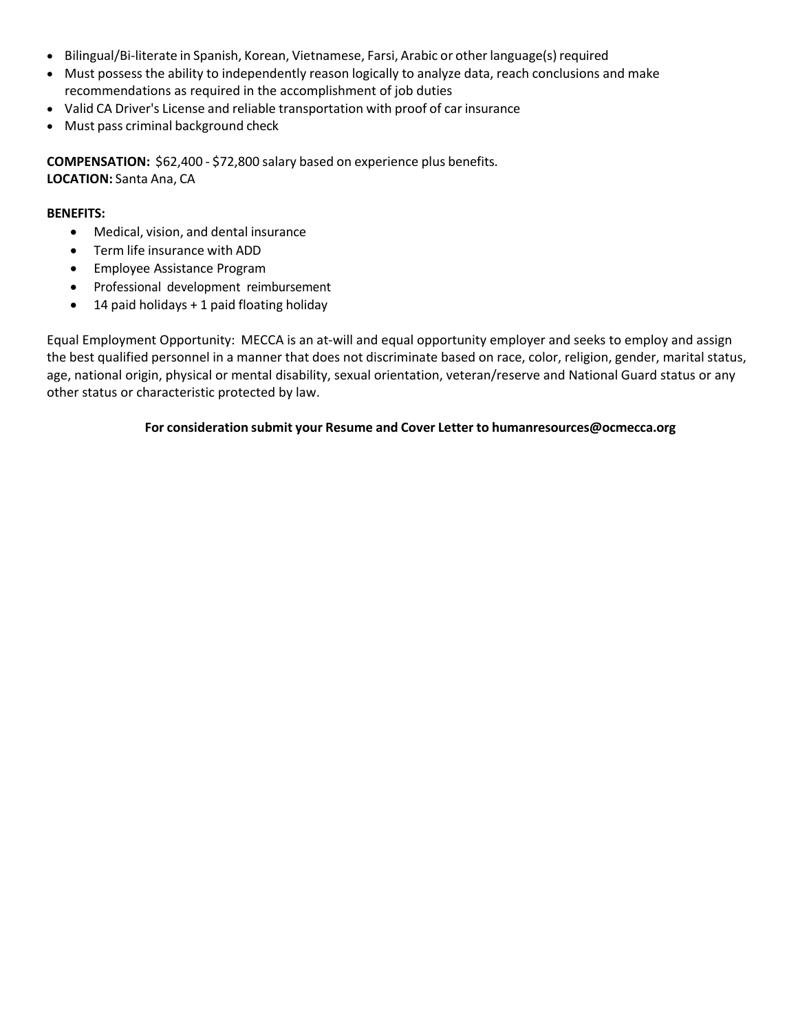- Bilingual/Bi-literate in Spanish, Korean, Vietnamese, Farsi, Arabic or other language(s) required
- Must possess the ability to independently reason logically to analyze data, reach conclusions and make recommendations as required in the accomplishment of job duties
- Valid CA Driver's License and reliable transportation with proof of car insurance
- Must pass criminal background check

**COMPENSATION:** $62,400 - $72,800 salary based on experience plus benefits.
**LOCATION:** Santa Ana, CA

**BENEFITS:**

- Medical, vision, and dental insurance
- Term life insurance with ADD
- Employee Assistance Program
- Professional development reimbursement
- 14 paid holidays + 1 paid floating holiday

Equal Employment Opportunity: MECCA is an at-will and equal opportunity employer and seeks to employ and assign the best qualified personnel in a manner that does not discriminate based on race, color, religion, gender, marital status, age, national origin, physical or mental disability, sexual orientation, veteran/reserve and National Guard status or any other status or characteristic protected by law.

**For consideration submit your Resume and Cover Letter to humanresources@ocmecca.org**